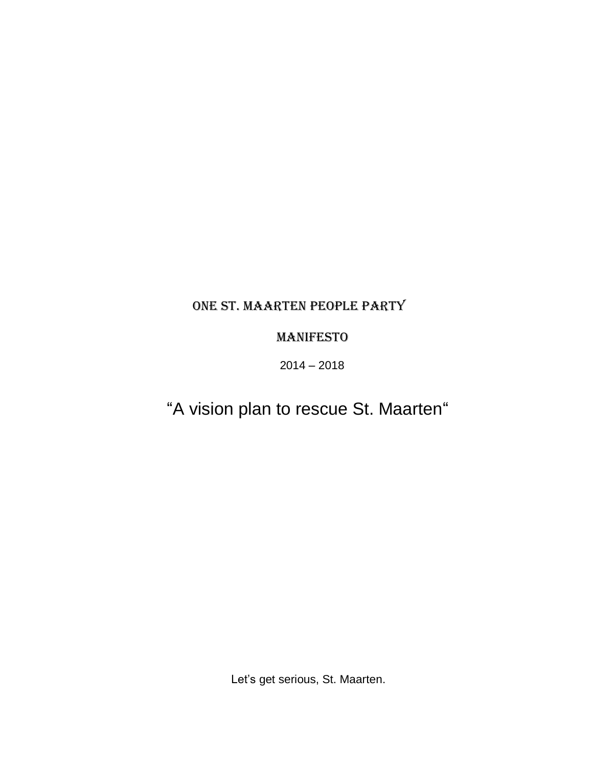# ONE ST. MAARTEN PEOPLE PARTY

## MANIFESTO

2014 – 2018

“A vision plan to rescue St. Maarten“

Let’s get serious, St. Maarten.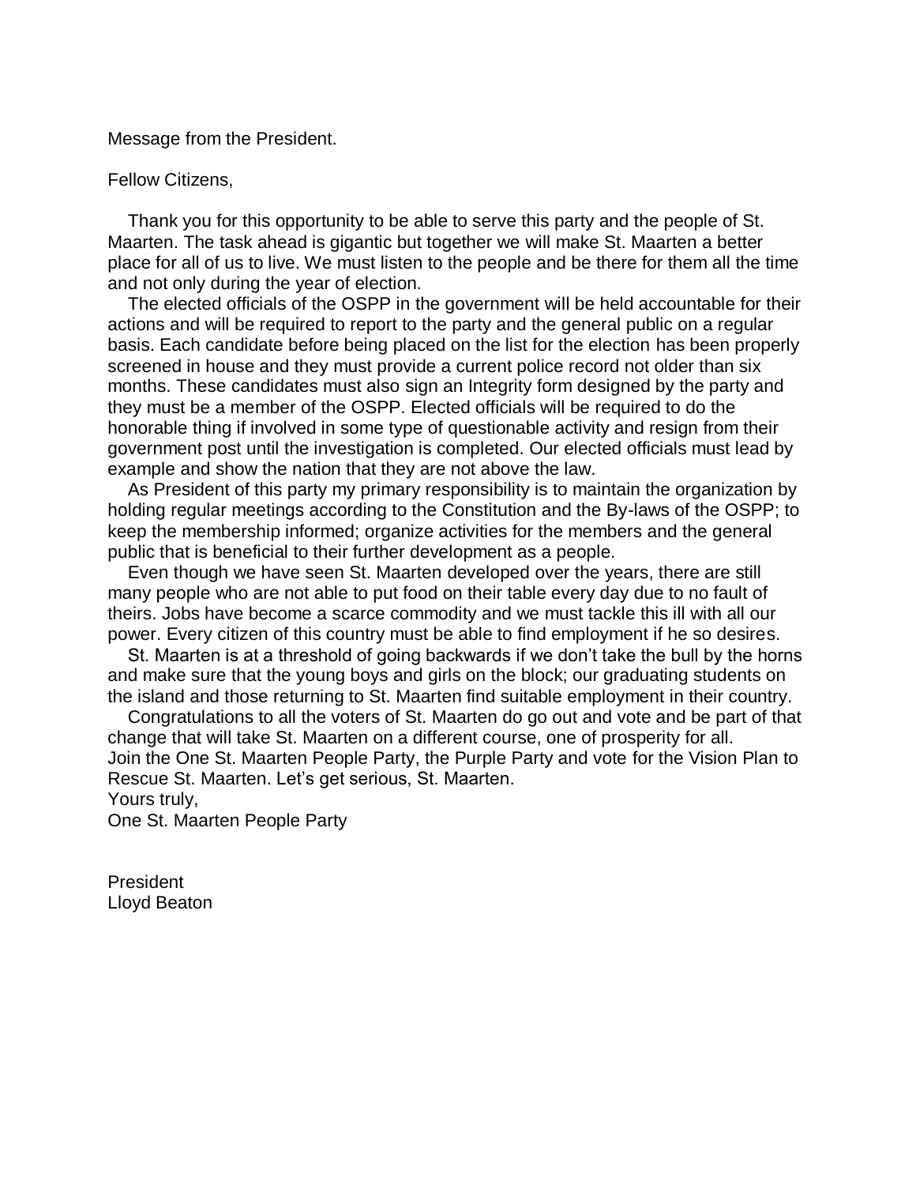Message from the President.

Fellow Citizens,

Thank you for this opportunity to be able to serve this party and the people of St. Maarten. The task ahead is gigantic but together we will make St. Maarten a better place for all of us to live. We must listen to the people and be there for them all the time and not only during the year of election.

The elected officials of the OSPP in the government will be held accountable for their actions and will be required to report to the party and the general public on a regular basis. Each candidate before being placed on the list for the election has been properly screened in house and they must provide a current police record not older than six months. These candidates must also sign an Integrity form designed by the party and they must be a member of the OSPP. Elected officials will be required to do the honorable thing if involved in some type of questionable activity and resign from their government post until the investigation is completed. Our elected officials must lead by example and show the nation that they are not above the law.

As President of this party my primary responsibility is to maintain the organization by holding regular meetings according to the Constitution and the By-laws of the OSPP; to keep the membership informed; organize activities for the members and the general public that is beneficial to their further development as a people.

Even though we have seen St. Maarten developed over the years, there are still many people who are not able to put food on their table every day due to no fault of theirs. Jobs have become a scarce commodity and we must tackle this ill with all our power. Every citizen of this country must be able to find employment if he so desires.

St. Maarten is at a threshold of going backwards if we don't take the bull by the horns and make sure that the young boys and girls on the block; our graduating students on the island and those returning to St. Maarten find suitable employment in their country.

Congratulations to all the voters of St. Maarten do go out and vote and be part of that change that will take St. Maarten on a different course, one of prosperity for all. Join the One St. Maarten People Party, the Purple Party and vote for the Vision Plan to Rescue St. Maarten. Let's get serious, St. Maarten.

Yours truly,

One St. Maarten People Party

President

Lloyd Beaton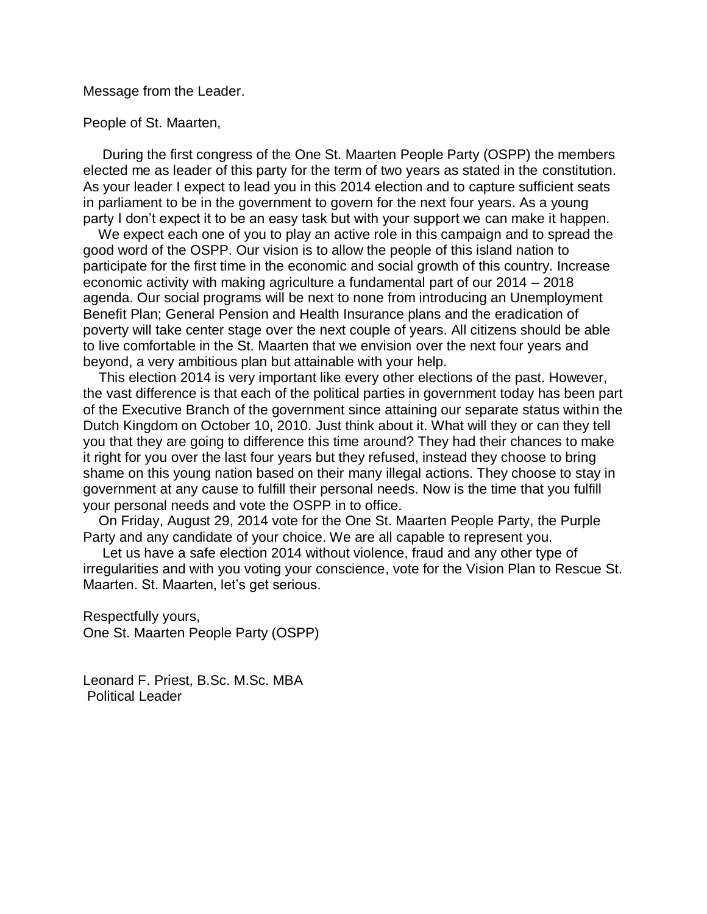Message from the Leader.

People of St. Maarten,

During the first congress of the One St. Maarten People Party (OSPP) the members elected me as leader of this party for the term of two years as stated in the constitution. As your leader I expect to lead you in this 2014 election and to capture sufficient seats in parliament to be in the government to govern for the next four years. As a young party I don't expect it to be an easy task but with your support we can make it happen.

We expect each one of you to play an active role in this campaign and to spread the good word of the OSPP. Our vision is to allow the people of this island nation to participate for the first time in the economic and social growth of this country. Increase economic activity with making agriculture a fundamental part of our 2014 – 2018 agenda. Our social programs will be next to none from introducing an Unemployment Benefit Plan; General Pension and Health Insurance plans and the eradication of poverty will take center stage over the next couple of years. All citizens should be able to live comfortable in the St. Maarten that we envision over the next four years and beyond, a very ambitious plan but attainable with your help.

This election 2014 is very important like every other elections of the past. However, the vast difference is that each of the political parties in government today has been part of the Executive Branch of the government since attaining our separate status within the Dutch Kingdom on October 10, 2010. Just think about it. What will they or can they tell you that they are going to difference this time around? They had their chances to make it right for you over the last four years but they refused, instead they choose to bring shame on this young nation based on their many illegal actions. They choose to stay in government at any cause to fulfill their personal needs. Now is the time that you fulfill your personal needs and vote the OSPP in to office.

On Friday, August 29, 2014 vote for the One St. Maarten People Party, the Purple Party and any candidate of your choice. We are all capable to represent you.

Let us have a safe election 2014 without violence, fraud and any other type of irregularities and with you voting your conscience, vote for the Vision Plan to Rescue St. Maarten. St. Maarten, let's get serious.

Respectfully yours,
One St. Maarten People Party (OSPP)

Leonard F. Priest, B.Sc. M.Sc. MBA
Political Leader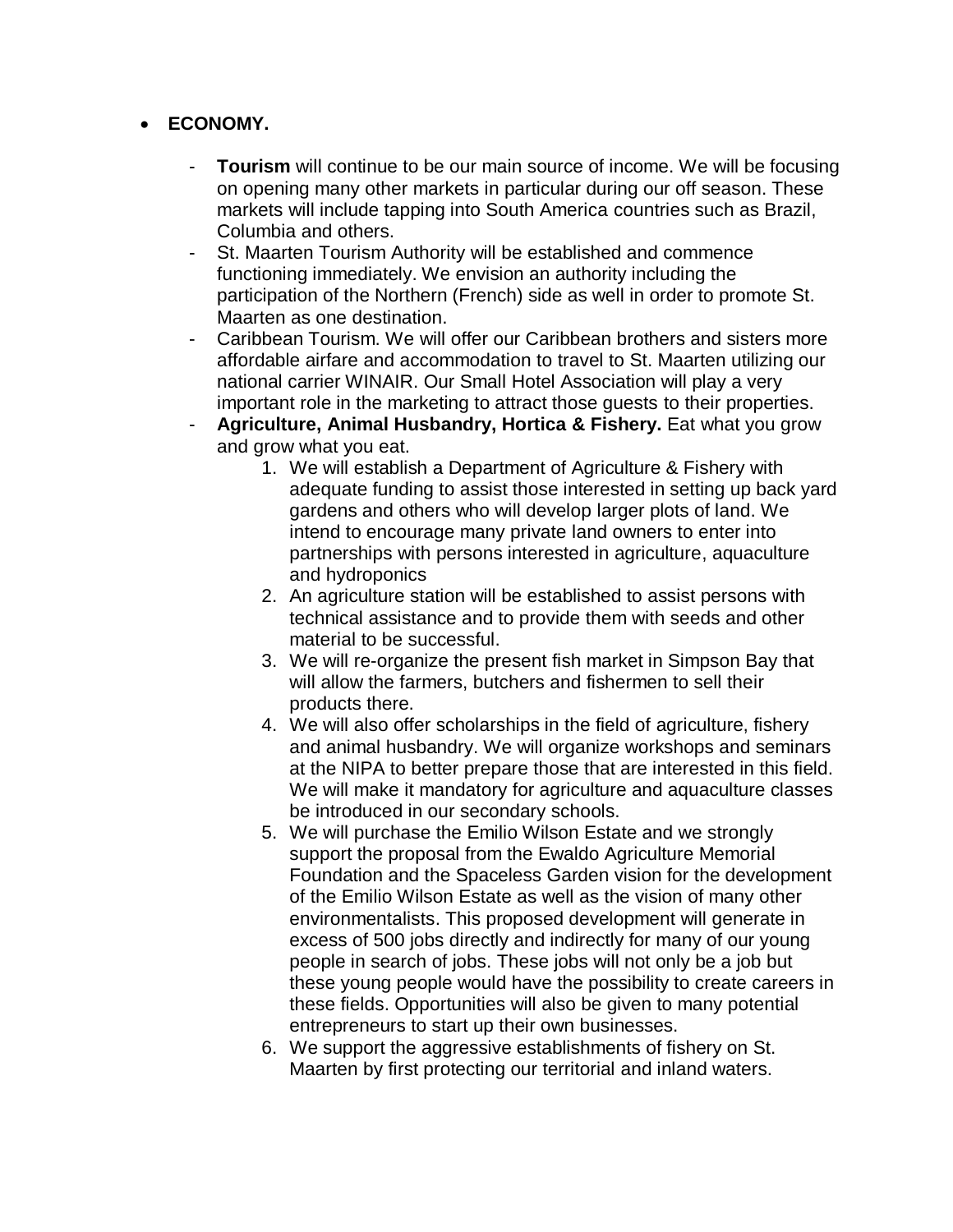- **ECONOMY.**

    - **Tourism** will continue to be our main source of income. We will be focusing on opening many other markets in particular during our off season. These markets will include tapping into South America countries such as Brazil, Columbia and others.
    - St. Maarten Tourism Authority will be established and commence functioning immediately. We envision an authority including the participation of the Northern (French) side as well in order to promote St. Maarten as one destination.
    - Caribbean Tourism. We will offer our Caribbean brothers and sisters more affordable airfare and accommodation to travel to St. Maarten utilizing our national carrier WINAIR. Our Small Hotel Association will play a very important role in the marketing to attract those guests to their properties.
    - **Agriculture, Animal Husbandry, Hortica & Fishery.** Eat what you grow and grow what you eat.
        1. We will establish a Department of Agriculture & Fishery with adequate funding to assist those interested in setting up back yard gardens and others who will develop larger plots of land. We intend to encourage many private land owners to enter into partnerships with persons interested in agriculture, aquaculture and hydroponics
        2. An agriculture station will be established to assist persons with technical assistance and to provide them with seeds and other material to be successful.
        3. We will re-organize the present fish market in Simpson Bay that will allow the farmers, butchers and fishermen to sell their products there.
        4. We will also offer scholarships in the field of agriculture, fishery and animal husbandry. We will organize workshops and seminars at the NIPA to better prepare those that are interested in this field. We will make it mandatory for agriculture and aquaculture classes be introduced in our secondary schools.
        5. We will purchase the Emilio Wilson Estate and we strongly support the proposal from the Ewaldo Agriculture Memorial Foundation and the Spaceless Garden vision for the development of the Emilio Wilson Estate as well as the vision of many other environmentalists. This proposed development will generate in excess of 500 jobs directly and indirectly for many of our young people in search of jobs. These jobs will not only be a job but these young people would have the possibility to create careers in these fields. Opportunities will also be given to many potential entrepreneurs to start up their own businesses.
        6. We support the aggressive establishments of fishery on St. Maarten by first protecting our territorial and inland waters.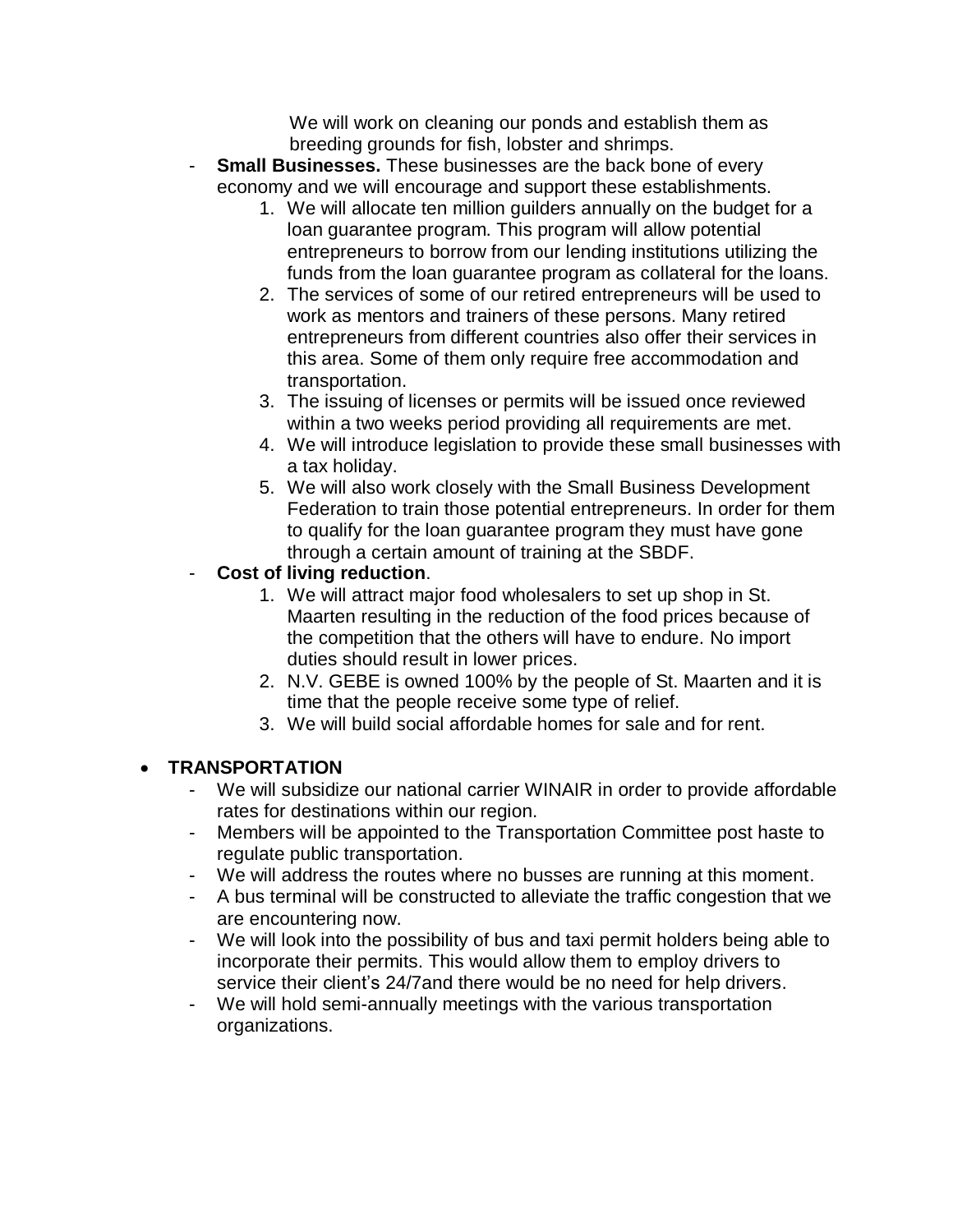We will work on cleaning our ponds and establish them as breeding grounds for fish, lobster and shrimps.

- **Small Businesses.** These businesses are the back bone of every economy and we will encourage and support these establishments.
    1. We will allocate ten million guilders annually on the budget for a loan guarantee program. This program will allow potential entrepreneurs to borrow from our lending institutions utilizing the funds from the loan guarantee program as collateral for the loans.
    2. The services of some of our retired entrepreneurs will be used to work as mentors and trainers of these persons. Many retired entrepreneurs from different countries also offer their services in this area. Some of them only require free accommodation and transportation.
    3. The issuing of licenses or permits will be issued once reviewed within a two weeks period providing all requirements are met.
    4. We will introduce legislation to provide these small businesses with a tax holiday.
    5. We will also work closely with the Small Business Development Federation to train those potential entrepreneurs. In order for them to qualify for the loan guarantee program they must have gone through a certain amount of training at the SBDF.
- **Cost of living reduction**.
    1. We will attract major food wholesalers to set up shop in St. Maarten resulting in the reduction of the food prices because of the competition that the others will have to endure. No import duties should result in lower prices.
    2. N.V. GEBE is owned 100% by the people of St. Maarten and it is time that the people receive some type of relief.
    3. We will build social affordable homes for sale and for rent.

- **TRANSPORTATION**
    - We will subsidize our national carrier WINAIR in order to provide affordable rates for destinations within our region.
    - Members will be appointed to the Transportation Committee post haste to regulate public transportation.
    - We will address the routes where no busses are running at this moment.
    - A bus terminal will be constructed to alleviate the traffic congestion that we are encountering now.
    - We will look into the possibility of bus and taxi permit holders being able to incorporate their permits. This would allow them to employ drivers to service their client's 24/7and there would be no need for help drivers.
    - We will hold semi-annually meetings with the various transportation organizations.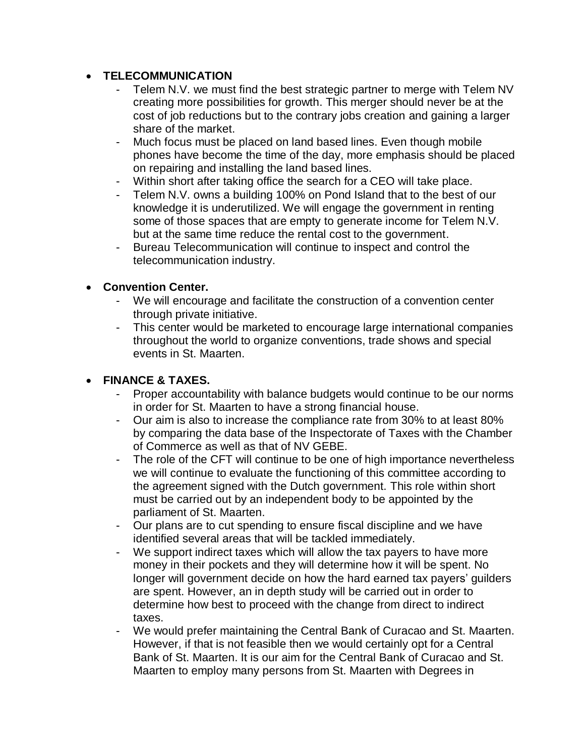- **TELECOMMUNICATION**
  - Telem N.V. we must find the best strategic partner to merge with Telem NV creating more possibilities for growth. This merger should never be at the cost of job reductions but to the contrary jobs creation and gaining a larger share of the market.
  - Much focus must be placed on land based lines. Even though mobile phones have become the time of the day, more emphasis should be placed on repairing and installing the land based lines.
  - Within short after taking office the search for a CEO will take place.
  - Telem N.V. owns a building 100% on Pond Island that to the best of our knowledge it is underutilized. We will engage the government in renting some of those spaces that are empty to generate income for Telem N.V. but at the same time reduce the rental cost to the government.
  - Bureau Telecommunication will continue to inspect and control the telecommunication industry.

- **Convention Center.**
  - We will encourage and facilitate the construction of a convention center through private initiative.
  - This center would be marketed to encourage large international companies throughout the world to organize conventions, trade shows and special events in St. Maarten.

- **FINANCE & TAXES.**
  - Proper accountability with balance budgets would continue to be our norms in order for St. Maarten to have a strong financial house.
  - Our aim is also to increase the compliance rate from 30% to at least 80% by comparing the data base of the Inspectorate of Taxes with the Chamber of Commerce as well as that of NV GEBE.
  - The role of the CFT will continue to be one of high importance nevertheless we will continue to evaluate the functioning of this committee according to the agreement signed with the Dutch government. This role within short must be carried out by an independent body to be appointed by the parliament of St. Maarten.
  - Our plans are to cut spending to ensure fiscal discipline and we have identified several areas that will be tackled immediately.
  - We support indirect taxes which will allow the tax payers to have more money in their pockets and they will determine how it will be spent. No longer will government decide on how the hard earned tax payers' guilders are spent. However, an in depth study will be carried out in order to determine how best to proceed with the change from direct to indirect taxes.
  - We would prefer maintaining the Central Bank of Curacao and St. Maarten. However, if that is not feasible then we would certainly opt for a Central Bank of St. Maarten. It is our aim for the Central Bank of Curacao and St. Maarten to employ many persons from St. Maarten with Degrees in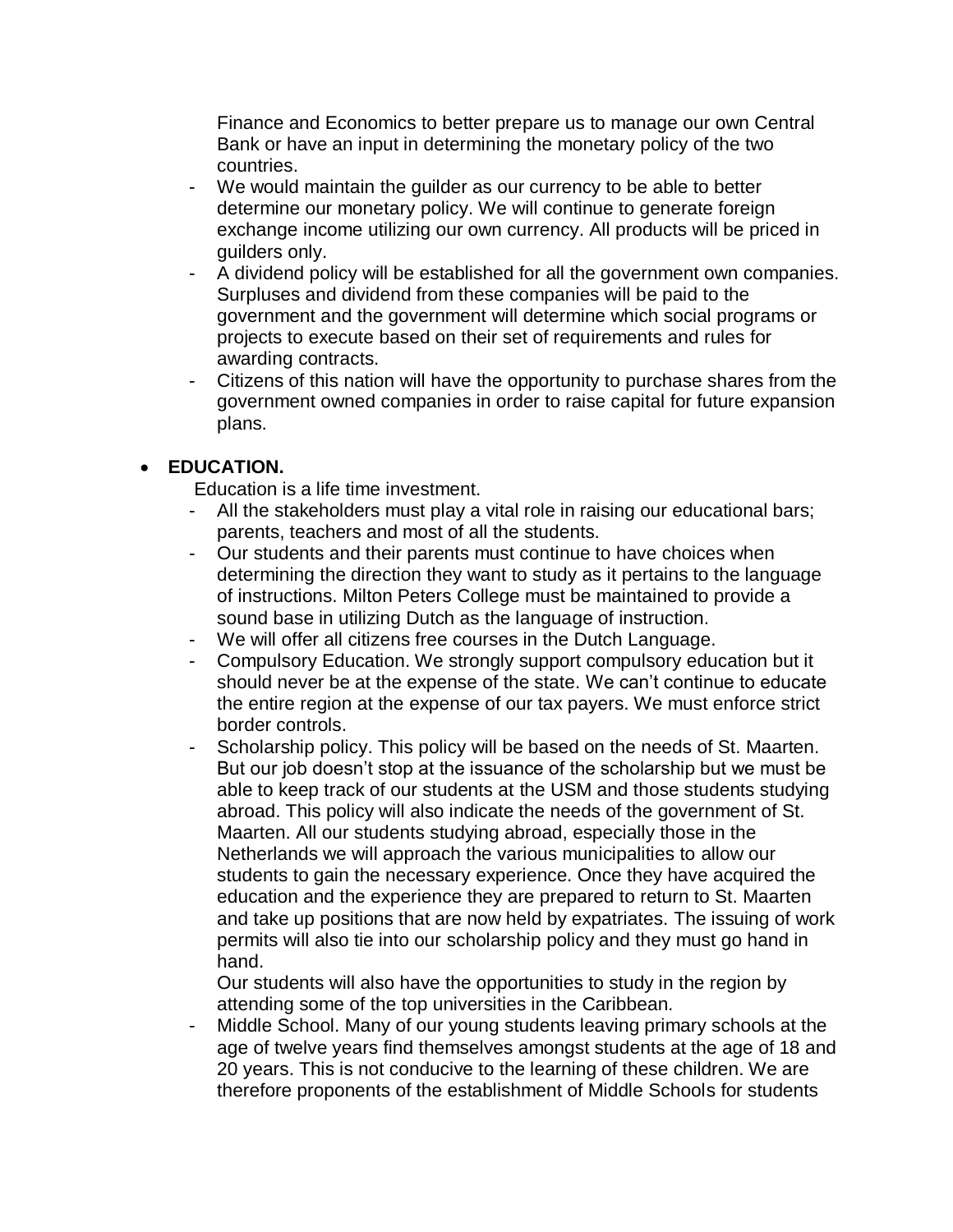Finance and Economics to better prepare us to manage our own Central Bank or have an input in determining the monetary policy of the two countries.

- We would maintain the guilder as our currency to be able to better determine our monetary policy. We will continue to generate foreign exchange income utilizing our own currency. All products will be priced in guilders only.
- A dividend policy will be established for all the government own companies. Surpluses and dividend from these companies will be paid to the government and the government will determine which social programs or projects to execute based on their set of requirements and rules for awarding contracts.
- Citizens of this nation will have the opportunity to purchase shares from the government owned companies in order to raise capital for future expansion plans.

- **EDUCATION.**

  Education is a life time investment.

  - All the stakeholders must play a vital role in raising our educational bars; parents, teachers and most of all the students.
  - Our students and their parents must continue to have choices when determining the direction they want to study as it pertains to the language of instructions. Milton Peters College must be maintained to provide a sound base in utilizing Dutch as the language of instruction.
  - We will offer all citizens free courses in the Dutch Language.
  - Compulsory Education. We strongly support compulsory education but it should never be at the expense of the state. We can't continue to educate the entire region at the expense of our tax payers. We must enforce strict border controls.
  - Scholarship policy. This policy will be based on the needs of St. Maarten. But our job doesn't stop at the issuance of the scholarship but we must be able to keep track of our students at the USM and those students studying abroad. This policy will also indicate the needs of the government of St. Maarten. All our students studying abroad, especially those in the Netherlands we will approach the various municipalities to allow our students to gain the necessary experience. Once they have acquired the education and the experience they are prepared to return to St. Maarten and take up positions that are now held by expatriates. The issuing of work permits will also tie into our scholarship policy and they must go hand in hand.

    Our students will also have the opportunities to study in the region by attending some of the top universities in the Caribbean.
  - Middle School. Many of our young students leaving primary schools at the age of twelve years find themselves amongst students at the age of 18 and 20 years. This is not conducive to the learning of these children. We are therefore proponents of the establishment of Middle Schools for students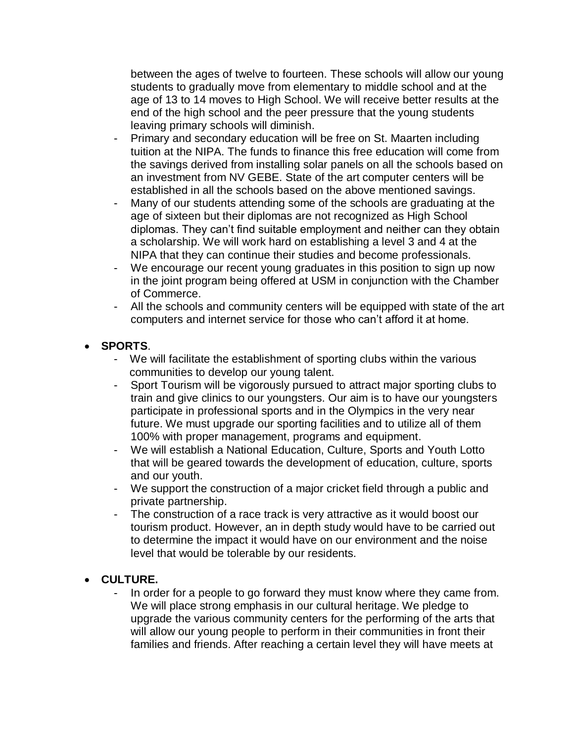between the ages of twelve to fourteen. These schools will allow our young students to gradually move from elementary to middle school and at the age of 13 to 14 moves to High School. We will receive better results at the end of the high school and the peer pressure that the young students leaving primary schools will diminish.

- Primary and secondary education will be free on St. Maarten including tuition at the NIPA. The funds to finance this free education will come from the savings derived from installing solar panels on all the schools based on an investment from NV GEBE. State of the art computer centers will be established in all the schools based on the above mentioned savings.
- Many of our students attending some of the schools are graduating at the age of sixteen but their diplomas are not recognized as High School diplomas. They can't find suitable employment and neither can they obtain a scholarship. We will work hard on establishing a level 3 and 4 at the NIPA that they can continue their studies and become professionals.
- We encourage our recent young graduates in this position to sign up now in the joint program being offered at USM in conjunction with the Chamber of Commerce.
- All the schools and community centers will be equipped with state of the art computers and internet service for those who can't afford it at home.

- **SPORTS**.
  - We will facilitate the establishment of sporting clubs within the various communities to develop our young talent.
  - Sport Tourism will be vigorously pursued to attract major sporting clubs to train and give clinics to our youngsters. Our aim is to have our youngsters participate in professional sports and in the Olympics in the very near future. We must upgrade our sporting facilities and to utilize all of them 100% with proper management, programs and equipment.
  - We will establish a National Education, Culture, Sports and Youth Lotto that will be geared towards the development of education, culture, sports and our youth.
  - We support the construction of a major cricket field through a public and private partnership.
  - The construction of a race track is very attractive as it would boost our tourism product. However, an in depth study would have to be carried out to determine the impact it would have on our environment and the noise level that would be tolerable by our residents.

- **CULTURE.**
  - In order for a people to go forward they must know where they came from. We will place strong emphasis in our cultural heritage. We pledge to upgrade the various community centers for the performing of the arts that will allow our young people to perform in their communities in front their families and friends. After reaching a certain level they will have meets at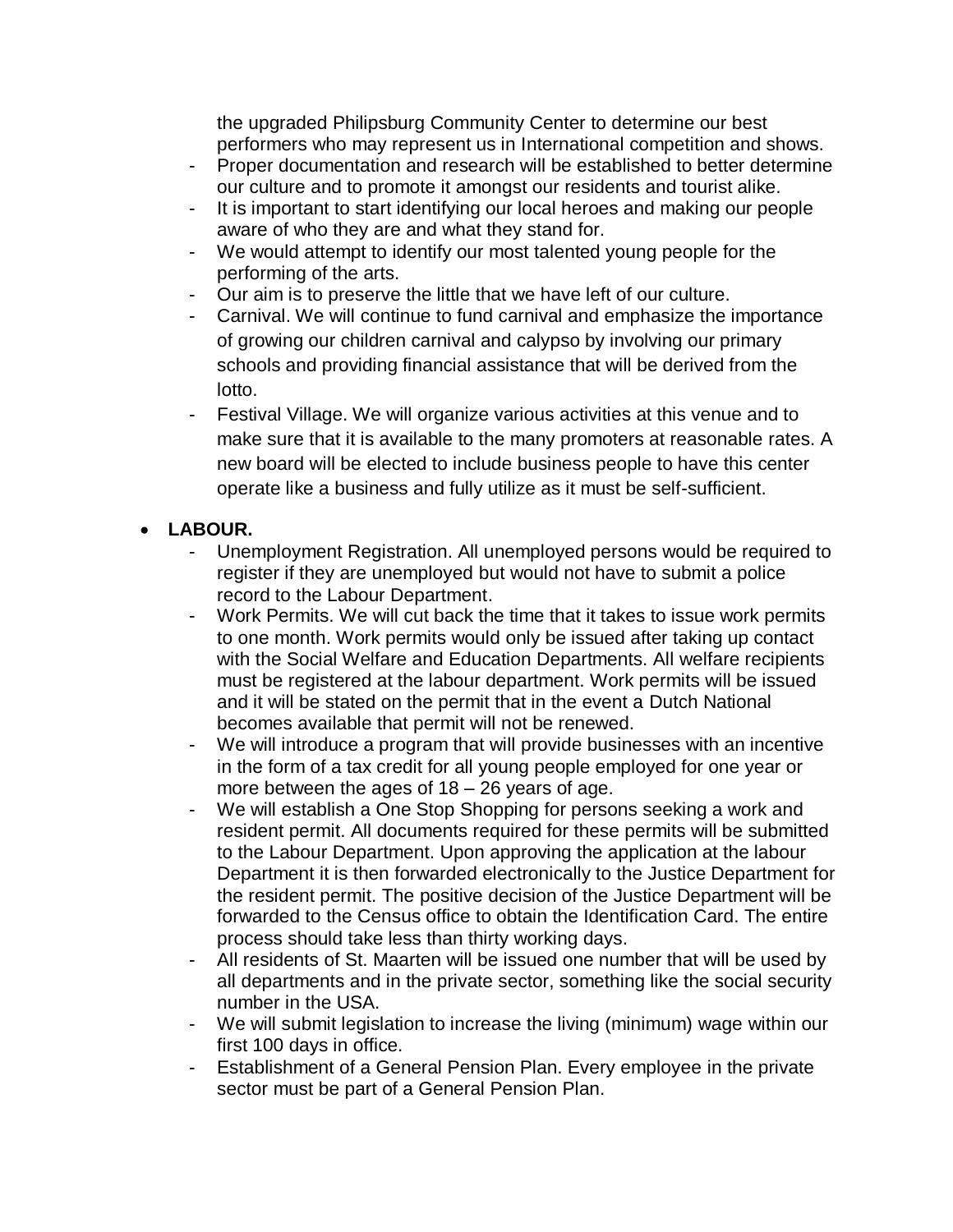the upgraded Philipsburg Community Center to determine our best performers who may represent us in International competition and shows.

- Proper documentation and research will be established to better determine our culture and to promote it amongst our residents and tourist alike.
- It is important to start identifying our local heroes and making our people aware of who they are and what they stand for.
- We would attempt to identify our most talented young people for the performing of the arts.
- Our aim is to preserve the little that we have left of our culture.
- Carnival. We will continue to fund carnival and emphasize the importance of growing our children carnival and calypso by involving our primary schools and providing financial assistance that will be derived from the lotto.
- Festival Village. We will organize various activities at this venue and to make sure that it is available to the many promoters at reasonable rates. A new board will be elected to include business people to have this center operate like a business and fully utilize as it must be self-sufficient.

- **LABOUR.**
  - Unemployment Registration. All unemployed persons would be required to register if they are unemployed but would not have to submit a police record to the Labour Department.
  - Work Permits. We will cut back the time that it takes to issue work permits to one month. Work permits would only be issued after taking up contact with the Social Welfare and Education Departments. All welfare recipients must be registered at the labour department. Work permits will be issued and it will be stated on the permit that in the event a Dutch National becomes available that permit will not be renewed.
  - We will introduce a program that will provide businesses with an incentive in the form of a tax credit for all young people employed for one year or more between the ages of 18 – 26 years of age.
  - We will establish a One Stop Shopping for persons seeking a work and resident permit. All documents required for these permits will be submitted to the Labour Department. Upon approving the application at the labour Department it is then forwarded electronically to the Justice Department for the resident permit. The positive decision of the Justice Department will be forwarded to the Census office to obtain the Identification Card. The entire process should take less than thirty working days.
  - All residents of St. Maarten will be issued one number that will be used by all departments and in the private sector, something like the social security number in the USA.
  - We will submit legislation to increase the living (minimum) wage within our first 100 days in office.
  - Establishment of a General Pension Plan. Every employee in the private sector must be part of a General Pension Plan.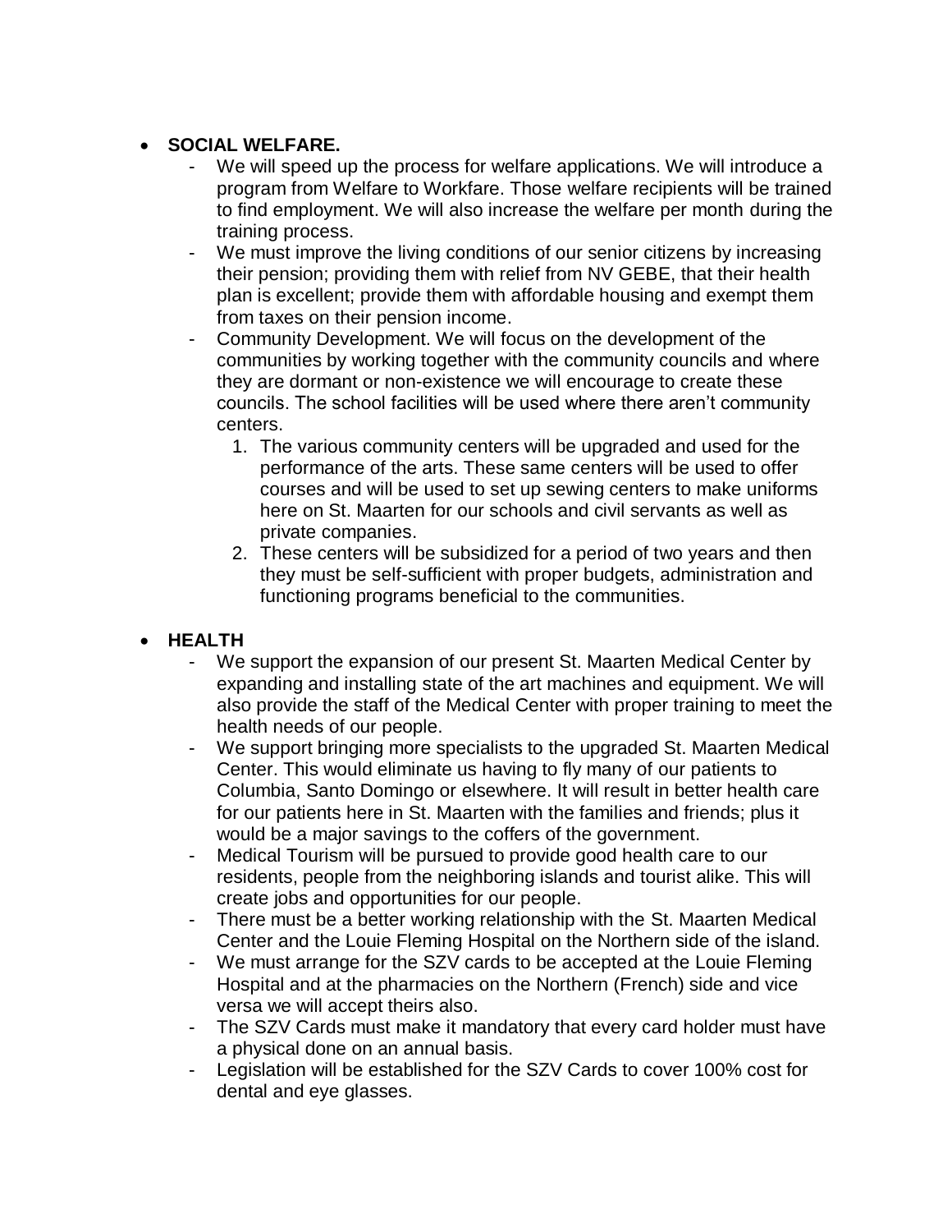- **SOCIAL WELFARE.**
  - We will speed up the process for welfare applications. We will introduce a program from Welfare to Workfare. Those welfare recipients will be trained to find employment. We will also increase the welfare per month during the training process.
  - We must improve the living conditions of our senior citizens by increasing their pension; providing them with relief from NV GEBE, that their health plan is excellent; provide them with affordable housing and exempt them from taxes on their pension income.
  - Community Development. We will focus on the development of the communities by working together with the community councils and where they are dormant or non-existence we will encourage to create these councils. The school facilities will be used where there aren't community centers.
    1. The various community centers will be upgraded and used for the performance of the arts. These same centers will be used to offer courses and will be used to set up sewing centers to make uniforms here on St. Maarten for our schools and civil servants as well as private companies.
    2. These centers will be subsidized for a period of two years and then they must be self-sufficient with proper budgets, administration and functioning programs beneficial to the communities.

- **HEALTH**
  - We support the expansion of our present St. Maarten Medical Center by expanding and installing state of the art machines and equipment. We will also provide the staff of the Medical Center with proper training to meet the health needs of our people.
  - We support bringing more specialists to the upgraded St. Maarten Medical Center. This would eliminate us having to fly many of our patients to Columbia, Santo Domingo or elsewhere. It will result in better health care for our patients here in St. Maarten with the families and friends; plus it would be a major savings to the coffers of the government.
  - Medical Tourism will be pursued to provide good health care to our residents, people from the neighboring islands and tourist alike. This will create jobs and opportunities for our people.
  - There must be a better working relationship with the St. Maarten Medical Center and the Louie Fleming Hospital on the Northern side of the island.
  - We must arrange for the SZV cards to be accepted at the Louie Fleming Hospital and at the pharmacies on the Northern (French) side and vice versa we will accept theirs also.
  - The SZV Cards must make it mandatory that every card holder must have a physical done on an annual basis.
  - Legislation will be established for the SZV Cards to cover 100% cost for dental and eye glasses.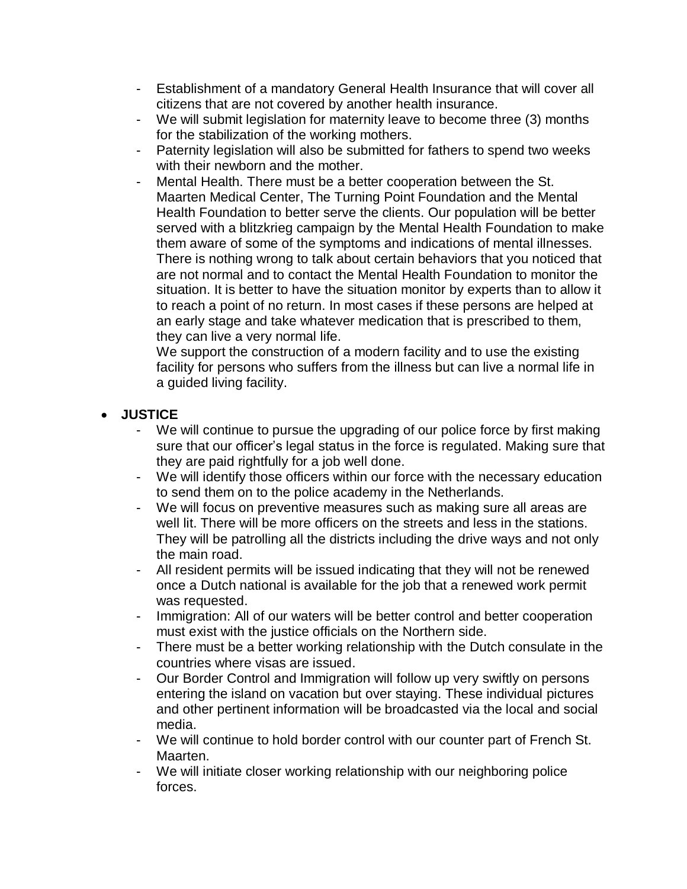- Establishment of a mandatory General Health Insurance that will cover all citizens that are not covered by another health insurance.
- We will submit legislation for maternity leave to become three (3) months for the stabilization of the working mothers.
- Paternity legislation will also be submitted for fathers to spend two weeks with their newborn and the mother.
- Mental Health. There must be a better cooperation between the St. Maarten Medical Center, The Turning Point Foundation and the Mental Health Foundation to better serve the clients. Our population will be better served with a blitzkrieg campaign by the Mental Health Foundation to make them aware of some of the symptoms and indications of mental illnesses. There is nothing wrong to talk about certain behaviors that you noticed that are not normal and to contact the Mental Health Foundation to monitor the situation. It is better to have the situation monitor by experts than to allow it to reach a point of no return. In most cases if these persons are helped at an early stage and take whatever medication that is prescribed to them, they can live a very normal life.

  We support the construction of a modern facility and to use the existing facility for persons who suffers from the illness but can live a normal life in a guided living facility.

- **JUSTICE**
  - We will continue to pursue the upgrading of our police force by first making sure that our officer's legal status in the force is regulated. Making sure that they are paid rightfully for a job well done.
  - We will identify those officers within our force with the necessary education to send them on to the police academy in the Netherlands.
  - We will focus on preventive measures such as making sure all areas are well lit. There will be more officers on the streets and less in the stations. They will be patrolling all the districts including the drive ways and not only the main road.
  - All resident permits will be issued indicating that they will not be renewed once a Dutch national is available for the job that a renewed work permit was requested.
  - Immigration: All of our waters will be better control and better cooperation must exist with the justice officials on the Northern side.
  - There must be a better working relationship with the Dutch consulate in the countries where visas are issued.
  - Our Border Control and Immigration will follow up very swiftly on persons entering the island on vacation but over staying. These individual pictures and other pertinent information will be broadcasted via the local and social media.
  - We will continue to hold border control with our counter part of French St. Maarten.
  - We will initiate closer working relationship with our neighboring police forces.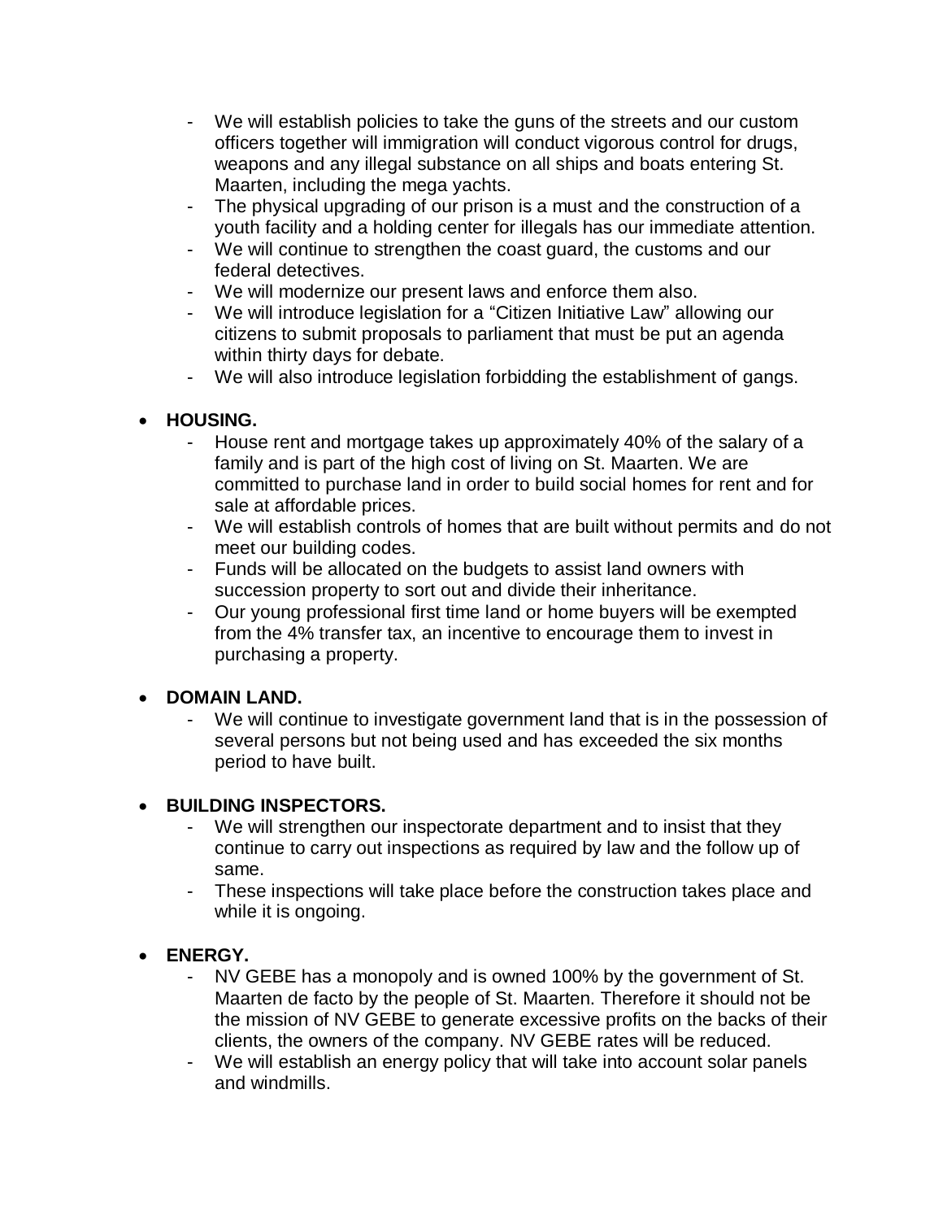- We will establish policies to take the guns of the streets and our custom officers together will immigration will conduct vigorous control for drugs, weapons and any illegal substance on all ships and boats entering St. Maarten, including the mega yachts.
- The physical upgrading of our prison is a must and the construction of a youth facility and a holding center for illegals has our immediate attention.
- We will continue to strengthen the coast guard, the customs and our federal detectives.
- We will modernize our present laws and enforce them also.
- We will introduce legislation for a "Citizen Initiative Law" allowing our citizens to submit proposals to parliament that must be put an agenda within thirty days for debate.
- We will also introduce legislation forbidding the establishment of gangs.

- **HOUSING.**
  - House rent and mortgage takes up approximately 40% of the salary of a family and is part of the high cost of living on St. Maarten. We are committed to purchase land in order to build social homes for rent and for sale at affordable prices.
  - We will establish controls of homes that are built without permits and do not meet our building codes.
  - Funds will be allocated on the budgets to assist land owners with succession property to sort out and divide their inheritance.
  - Our young professional first time land or home buyers will be exempted from the 4% transfer tax, an incentive to encourage them to invest in purchasing a property.

- **DOMAIN LAND.**
  - We will continue to investigate government land that is in the possession of several persons but not being used and has exceeded the six months period to have built.

- **BUILDING INSPECTORS.**
  - We will strengthen our inspectorate department and to insist that they continue to carry out inspections as required by law and the follow up of same.
  - These inspections will take place before the construction takes place and while it is ongoing.

- **ENERGY.**
  - NV GEBE has a monopoly and is owned 100% by the government of St. Maarten de facto by the people of St. Maarten. Therefore it should not be the mission of NV GEBE to generate excessive profits on the backs of their clients, the owners of the company. NV GEBE rates will be reduced.
  - We will establish an energy policy that will take into account solar panels and windmills.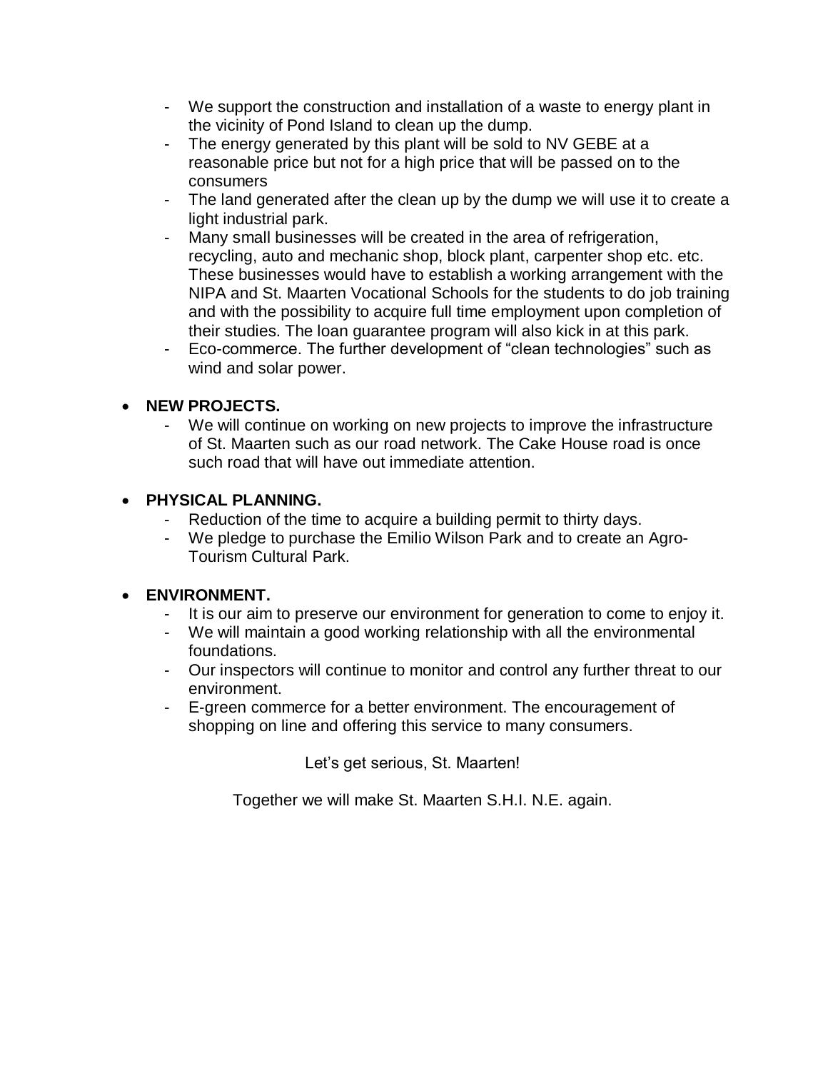- We support the construction and installation of a waste to energy plant in the vicinity of Pond Island to clean up the dump.
- The energy generated by this plant will be sold to NV GEBE at a reasonable price but not for a high price that will be passed on to the consumers
- The land generated after the clean up by the dump we will use it to create a light industrial park.
- Many small businesses will be created in the area of refrigeration, recycling, auto and mechanic shop, block plant, carpenter shop etc. etc. These businesses would have to establish a working arrangement with the NIPA and St. Maarten Vocational Schools for the students to do job training and with the possibility to acquire full time employment upon completion of their studies. The loan guarantee program will also kick in at this park.
- Eco-commerce. The further development of "clean technologies" such as wind and solar power.

- **NEW PROJECTS.**
  - We will continue on working on new projects to improve the infrastructure of St. Maarten such as our road network. The Cake House road is once such road that will have out immediate attention.

- **PHYSICAL PLANNING.**
  - Reduction of the time to acquire a building permit to thirty days.
  - We pledge to purchase the Emilio Wilson Park and to create an Agro-Tourism Cultural Park.

- **ENVIRONMENT.**
  - It is our aim to preserve our environment for generation to come to enjoy it.
  - We will maintain a good working relationship with all the environmental foundations.
  - Our inspectors will continue to monitor and control any further threat to our environment.
  - E-green commerce for a better environment. The encouragement of shopping on line and offering this service to many consumers.

Let's get serious, St. Maarten!

Together we will make St. Maarten S.H.I. N.E. again.